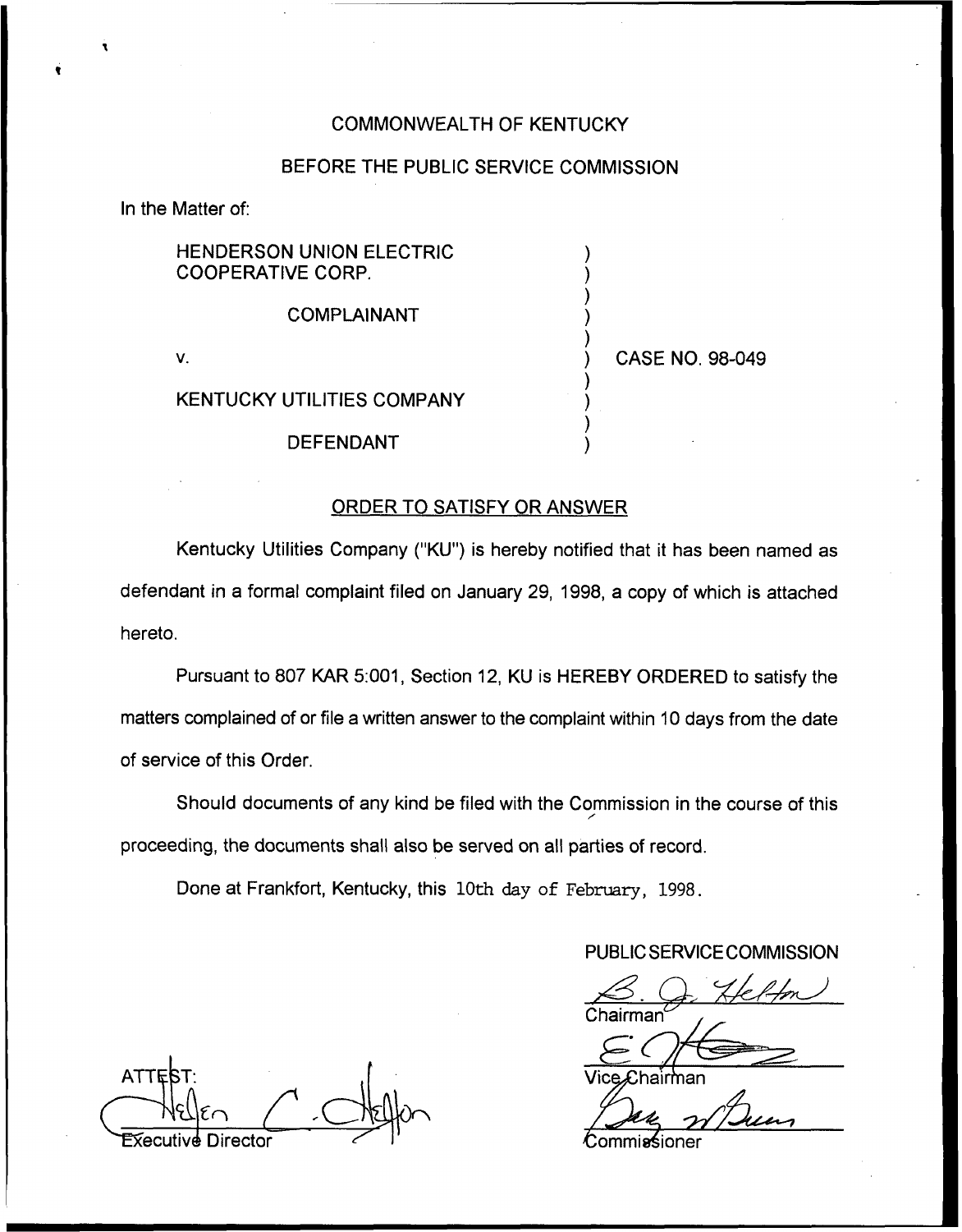COMMONWEALTH OF KENTUCKY

BEFORE THE PUBLIC SERVICE COMMISSION

In the Matter of:

| | | |
|---|---|---|
| HENDERSON UNION ELECTRIC COOPERATIVE CORP. | ) | |
| COMPLAINANT | ) | |
| V. | ) | CASE NO. 98-049 |
| KENTUCKY UTILITIES COMPANY | ) | |
| DEFENDANT | ) | |

## ORDER TO SATISFY OR ANSWER

Kentucky Utilities Company ("KU") is hereby notified that it has been named as defendant in a formal complaint filed on January 29, 1998, a copy of which is attached hereto.

Pursuant to 807 KAR 5:001, Section 12, KU is HEREBY ORDERED to satisfy the matters complained of or file a written answer to the complaint within 10 days from the date of service of this Order.

Should documents of any kind be filed with the Commission in the course of this proceeding, the documents shall also be served on all parties of record.

Done at Frankfort, Kentucky, this 10th day of February, 1998.

PUBLIC SERVICE COMMISSION

Chairman

Vice Chairman

Commissioner

ATTEST:

Executive Director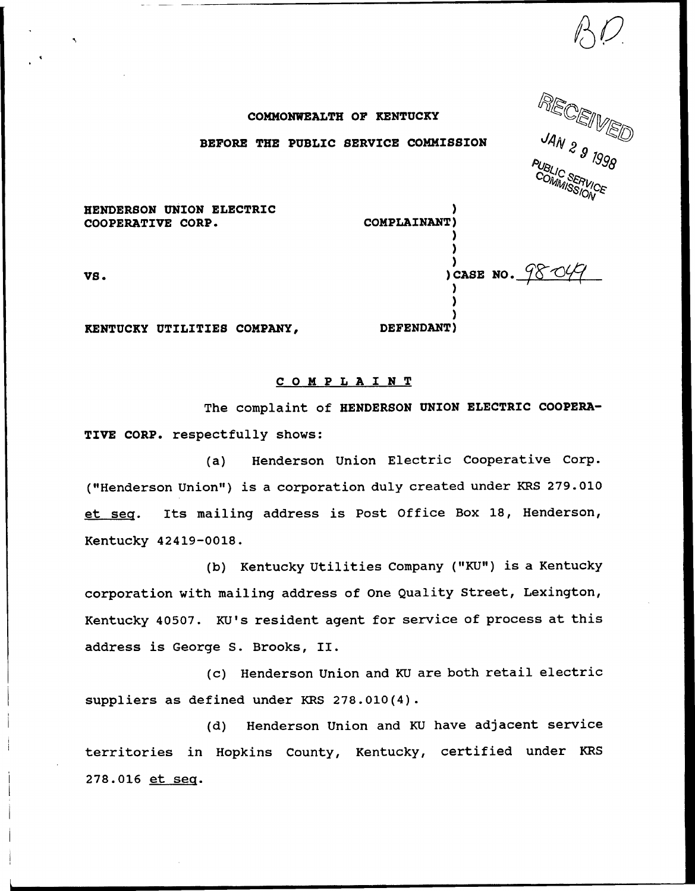BD

COMMONWEALTH OF KENTUCKY

BEFORE THE PUBLIC SERVICE COMMISSION

RECEIVED
JAN 29 1998
PUBLIC SERVICE COMMISSION

| | | |
|---|---|---|
| HENDERSON UNION ELECTRIC COOPERATIVE CORP. | COMPLAINANT) | |
| VS. | ) | CASE NO. 98-049 |
| KENTUCKY UTILITIES COMPANY, | DEFENDANT) | |

## COMPLAINT

The complaint of **HENDERSON UNION ELECTRIC COOPERATIVE CORP.** respectfully shows:

(a) Henderson Union Electric Cooperative Corp. ("Henderson Union") is a corporation duly created under KRS 279.010 et seq. Its mailing address is Post Office Box 18, Henderson, Kentucky 42419-0018.

(b) Kentucky Utilities Company ("KU") is a Kentucky corporation with mailing address of One Quality Street, Lexington, Kentucky 40507. KU's resident agent for service of process at this address is George S. Brooks, II.

(c) Henderson Union and KU are both retail electric suppliers as defined under KRS 278.010(4).

(d) Henderson Union and KU have adjacent service territories in Hopkins County, Kentucky, certified under KRS 278.016 et seq.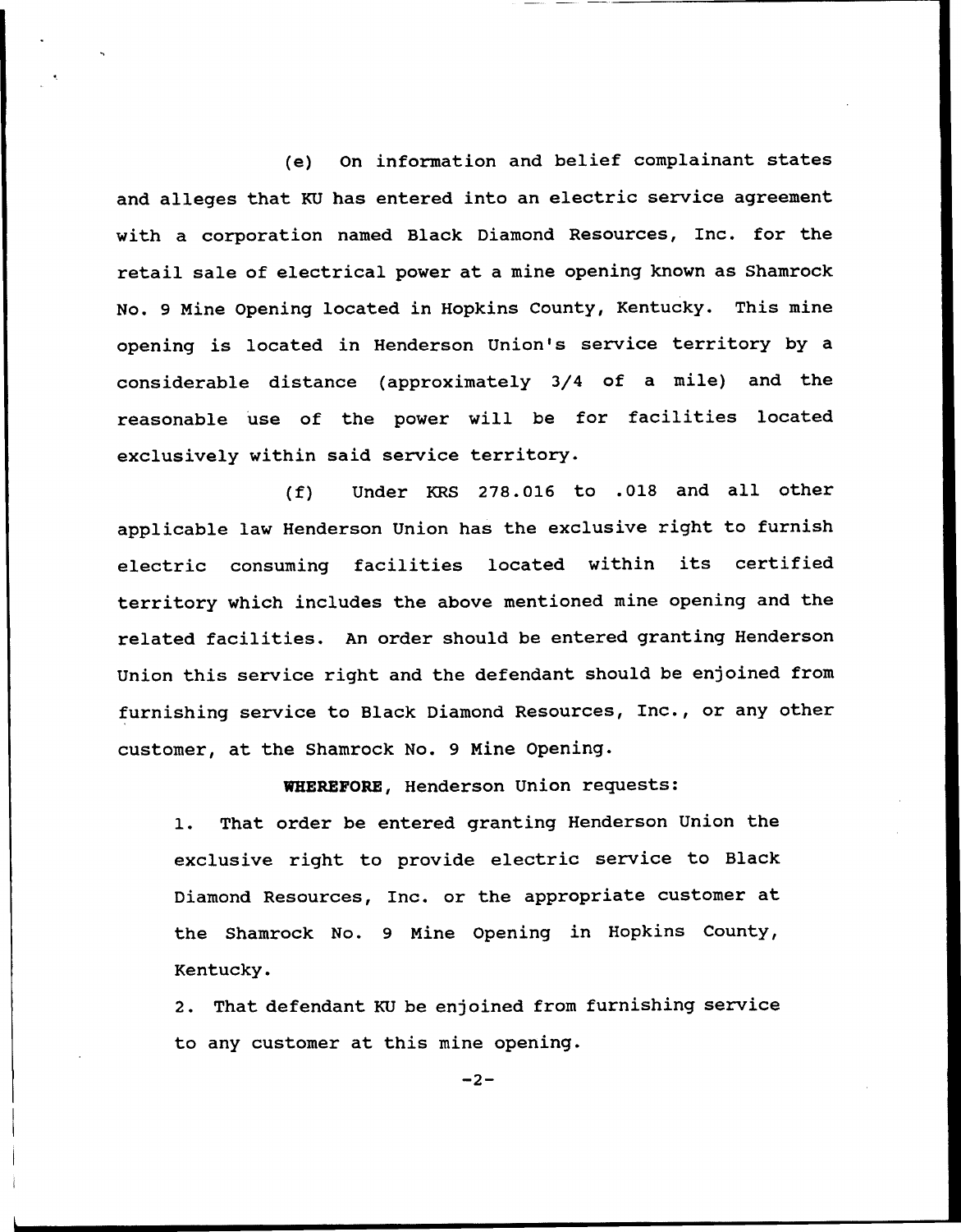(e) On information and belief complainant states and alleges that KU has entered into an electric service agreement with a corporation named Black Diamond Resources, Inc. for the retail sale of electrical power at a mine opening known as Shamrock No. 9 Mine Opening located in Hopkins County, Kentucky. This mine opening is located in Henderson Union's service territory by a considerable distance (approximately 3/4 of a mile) and the reasonable use of the power will be for facilities located exclusively within said service territory.

(f) Under KRS 278.016 to .018 and all other applicable law Henderson Union has the exclusive right to furnish electric consuming facilities located within its certified territory which includes the above mentioned mine opening and the related facilities. An order should be entered granting Henderson Union this service right and the defendant should be enjoined from furnishing service to Black Diamond Resources, Inc., or any other customer, at the Shamrock No. 9 Mine Opening.

**WHEREFORE**, Henderson Union requests:

1. That order be entered granting Henderson Union the exclusive right to provide electric service to Black Diamond Resources, Inc. or the appropriate customer at the Shamrock No. 9 Mine Opening in Hopkins County, Kentucky.

2. That defendant KU be enjoined from furnishing service to any customer at this mine opening.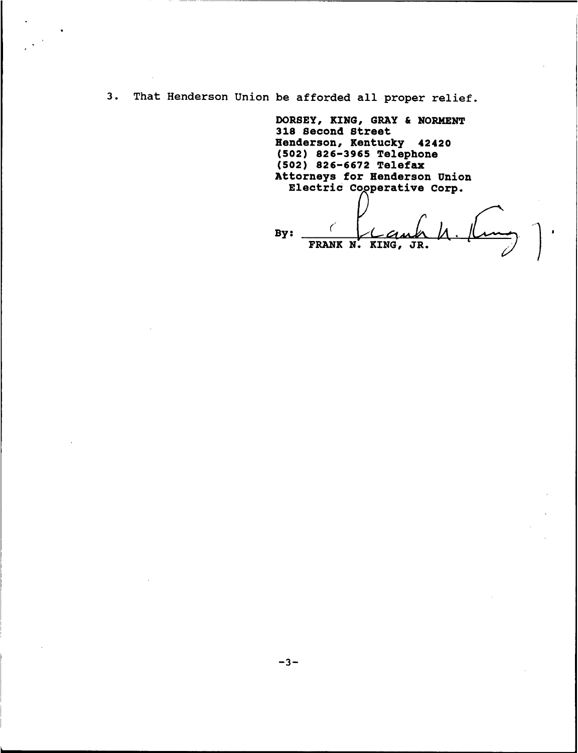3. That Henderson Union be afforded all proper relief.

**DORSEY, KING, GRAY & NORMENT**
**318 Second Street**
**Henderson, Kentucky 42420**
**(502) 826-3965 Telephone**
**(502) 826-6672 Telefax**
**Attorneys for Henderson Union Electric Cooperative Corp.**

**By:** ______________________
**FRANK N. KING, JR.**